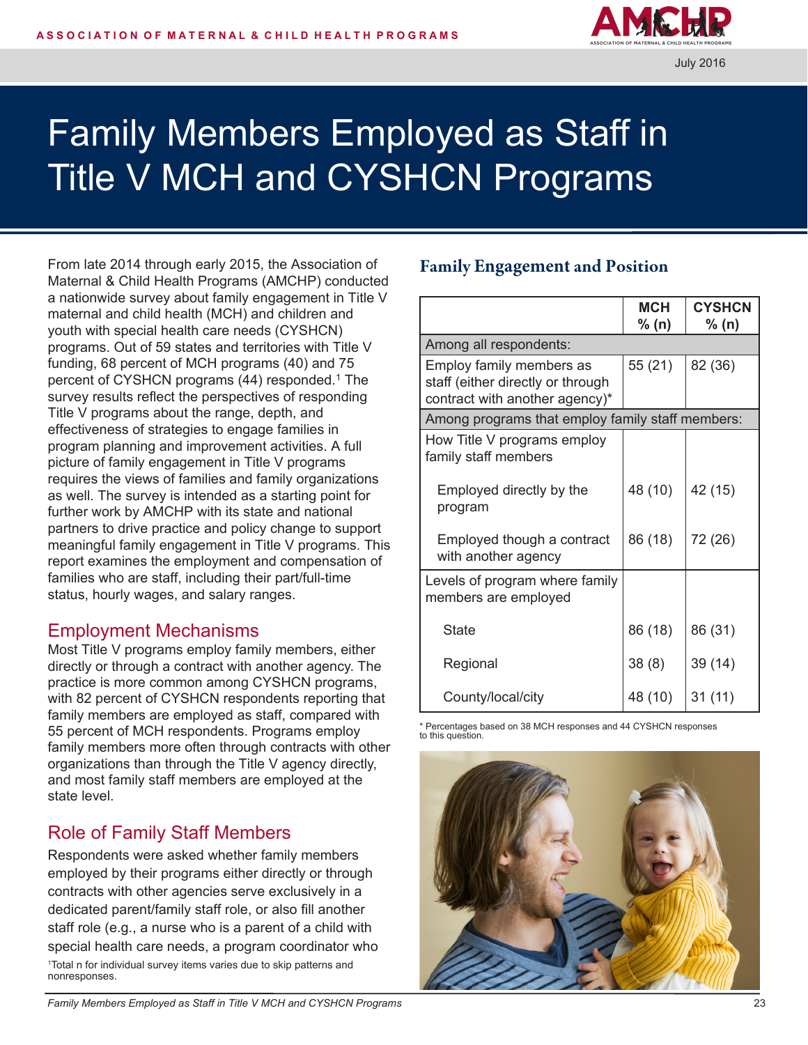ASSOCIATION OF MATERNAL & CHILD HEALTH PROGRAMS

July 2016

# Family Members Employed as Staff in Title V MCH and CYSHCN Programs

From late 2014 through early 2015, the Association of Maternal & Child Health Programs (AMCHP) conducted a nationwide survey about family engagement in Title V maternal and child health (MCH) and children and youth with special health care needs (CYSHCN) programs. Out of 59 states and territories with Title V funding, 68 percent of MCH programs (40) and 75 percent of CYSHCN programs (44) responded.[1] The survey results reflect the perspectives of responding Title V programs about the range, depth, and effectiveness of strategies to engage families in program planning and improvement activities. A full picture of family engagement in Title V programs requires the views of families and family organizations as well. The survey is intended as a starting point for further work by AMCHP with its state and national partners to drive practice and policy change to support meaningful family engagement in Title V programs. This report examines the employment and compensation of families who are staff, including their part/full-time status, hourly wages, and salary ranges.

## Employment Mechanisms

Most Title V programs employ family members, either directly or through a contract with another agency. The practice is more common among CYSHCN programs, with 82 percent of CYSHCN respondents reporting that family members are employed as staff, compared with 55 percent of MCH respondents. Programs employ family members more often through contracts with other organizations than through the Title V agency directly, and most family staff members are employed at the state level.

## Role of Family Staff Members

Respondents were asked whether family members employed by their programs either directly or through contracts with other agencies serve exclusively in a dedicated parent/family staff role, or also fill another staff role (e.g., a nurse who is a parent of a child with special health care needs, a program coordinator who

[1]Total n for individual survey items varies due to skip patterns and nonresponses.

### Family Engagement and Position

| | MCH % (n) | CYSHCN % (n) |
|---|---|---|
| Among all respondents: | | |
| Employ family members as staff (either directly or through contract with another agency)* | 55 (21) | 82 (36) |
| Among programs that employ family staff members: | | |
| How Title V programs employ family staff members | | |
| Employed directly by the program | 48 (10) | 42 (15) |
| Employed though a contract with another agency | 86 (18) | 72 (26) |
| Levels of program where family members are employed | | |
| State | 86 (18) | 86 (31) |
| Regional | 38 (8) | 39 (14) |
| County/local/city | 48 (10) | 31 (11) |

* Percentages based on 38 MCH responses and 44 CYSHCN responses to this question.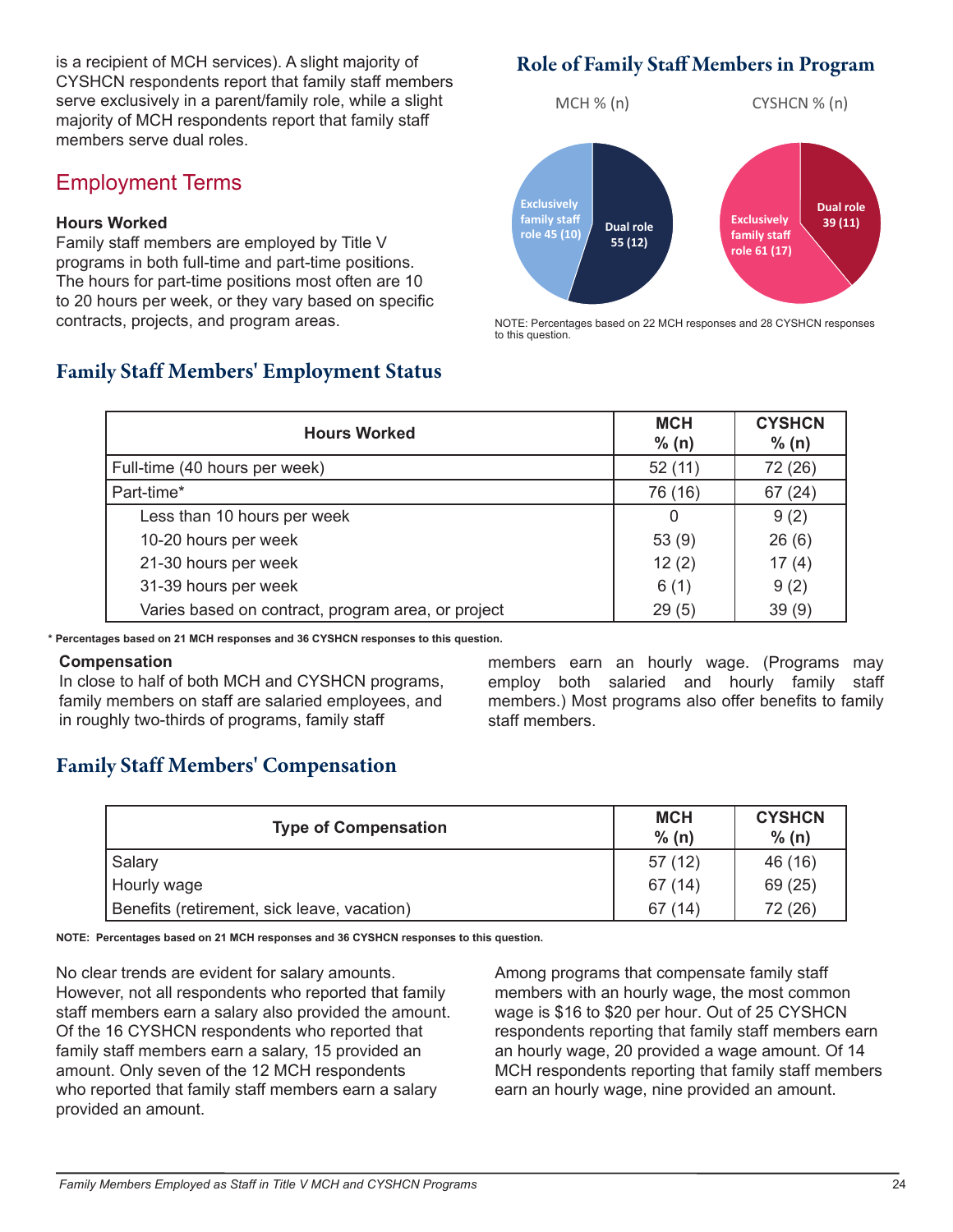is a recipient of MCH services). A slight majority of CYSHCN respondents report that family staff members serve exclusively in a parent/family role, while a slight majority of MCH respondents report that family staff members serve dual roles.

## Role of Family Staff Members in Program

MCH % (n)

- Exclusively family staff role 45 (10)
- Dual role 55 (12)

CYSHCN % (n)

- Exclusively family staff role 61 (17)
- Dual role 39 (11)

NOTE: Percentages based on 22 MCH responses and 28 CYSHCN responses to this question.

## Employment Terms

### Hours Worked

Family staff members are employed by Title V programs in both full-time and part-time positions. The hours for part-time positions most often are 10 to 20 hours per week, or they vary based on specific contracts, projects, and program areas.

## Family Staff Members' Employment Status

| Hours Worked | MCH % (n) | CYSHCN % (n) |
|---|---|---|
| Full-time (40 hours per week) | 52 (11) | 72 (26) |
| Part-time* | 76 (16) | 67 (24) |
| Less than 10 hours per week | 0 | 9 (2) |
| 10-20 hours per week | 53 (9) | 26 (6) |
| 21-30 hours per week | 12 (2) | 17 (4) |
| 31-39 hours per week | 6 (1) | 9 (2) |
| Varies based on contract, program area, or project | 29 (5) | 39 (9) |

**\* Percentages based on 21 MCH responses and 36 CYSHCN responses to this question.**

### Compensation

In close to half of both MCH and CYSHCN programs, family members on staff are salaried employees, and in roughly two-thirds of programs, family staff members earn an hourly wage. (Programs may employ both salaried and hourly family staff members.) Most programs also offer benefits to family staff members.

## Family Staff Members' Compensation

| Type of Compensation | MCH % (n) | CYSHCN % (n) |
|---|---|---|
| Salary | 57 (12) | 46 (16) |
| Hourly wage | 67 (14) | 69 (25) |
| Benefits (retirement, sick leave, vacation) | 67 (14) | 72 (26) |

**NOTE: Percentages based on 21 MCH responses and 36 CYSHCN responses to this question.**

No clear trends are evident for salary amounts. However, not all respondents who reported that family staff members earn a salary also provided the amount. Of the 16 CYSHCN respondents who reported that family staff members earn a salary, 15 provided an amount. Only seven of the 12 MCH respondents who reported that family staff members earn a salary provided an amount.

Among programs that compensate family staff members with an hourly wage, the most common wage is $16 to $20 per hour. Out of 25 CYSHCN respondents reporting that family staff members earn an hourly wage, 20 provided a wage amount. Of 14 MCH respondents reporting that family staff members earn an hourly wage, nine provided an amount.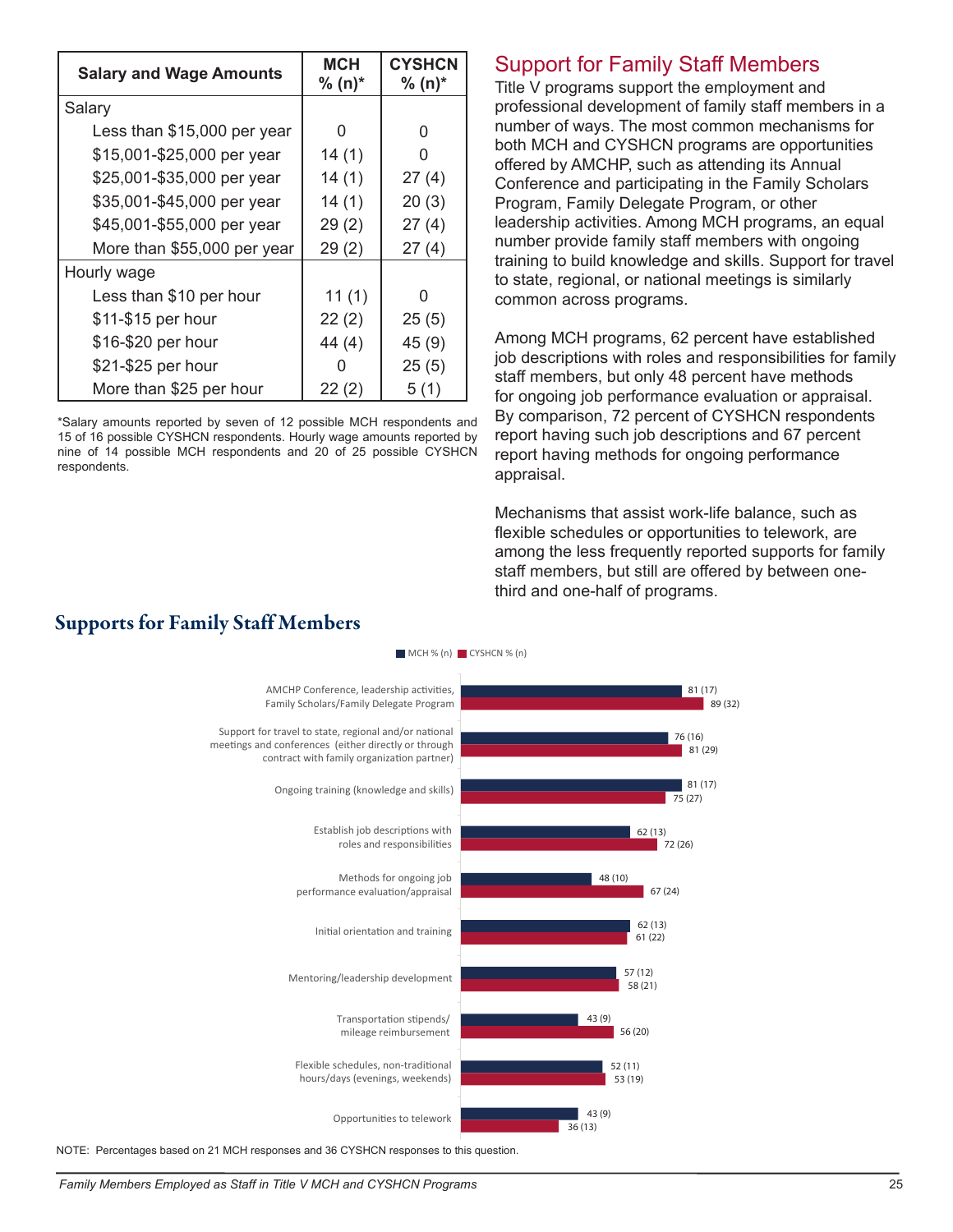| Salary and Wage Amounts | MCH % (n)* | CYSHCN % (n)* |
|---|---|---|
| Salary | | |
| Less than $15,000 per year | 0 | 0 |
| $15,001-$25,000 per year | 14 (1) | 0 |
| $25,001-$35,000 per year | 14 (1) | 27 (4) |
| $35,001-$45,000 per year | 14 (1) | 20 (3) |
| $45,001-$55,000 per year | 29 (2) | 27 (4) |
| More than $55,000 per year | 29 (2) | 27 (4) |
| Hourly wage | | |
| Less than $10 per hour | 11 (1) | 0 |
| $11-$15 per hour | 22 (2) | 25 (5) |
| $16-$20 per hour | 44 (4) | 45 (9) |
| $21-$25 per hour | 0 | 25 (5) |
| More than $25 per hour | 22 (2) | 5 (1) |

*Salary amounts reported by seven of 12 possible MCH respondents and 15 of 16 possible CYSHCN respondents. Hourly wage amounts reported by nine of 14 possible MCH respondents and 20 of 25 possible CYSHCN respondents.

## Support for Family Staff Members

Title V programs support the employment and professional development of family staff members in a number of ways. The most common mechanisms for both MCH and CYSHCN programs are opportunities offered by AMCHP, such as attending its Annual Conference and participating in the Family Scholars Program, Family Delegate Program, or other leadership activities. Among MCH programs, an equal number provide family staff members with ongoing training to build knowledge and skills. Support for travel to state, regional, or national meetings is similarly common across programs.

Among MCH programs, 62 percent have established job descriptions with roles and responsibilities for family staff members, but only 48 percent have methods for ongoing job performance evaluation or appraisal. By comparison, 72 percent of CYSHCN respondents report having such job descriptions and 67 percent report having methods for ongoing performance appraisal.

Mechanisms that assist work-life balance, such as flexible schedules or opportunities to telework, are among the less frequently reported supports for family staff members, but still are offered by between one-third and one-half of programs.

## Supports for Family Staff Members

MCH % (n) CYSHCN % (n)

AMCHP Conference, leadership activities, Family Scholars/Family Delegate Program: 81 (17), 89 (32)

Support for travel to state, regional and/or national meetings and conferences (either directly or through contract with family organization partner): 76 (16), 81 (29)

Ongoing training (knowledge and skills): 81 (17), 75 (27)

Establish job descriptions with roles and responsibilities: 62 (13), 72 (26)

Methods for ongoing job performance evaluation/appraisal: 48 (10), 67 (24)

Initial orientation and training: 62 (13), 61 (22)

Mentoring/leadership development: 57 (12), 58 (21)

Transportation stipends/ mileage reimbursement: 43 (9), 56 (20)

Flexible schedules, non-traditional hours/days (evenings, weekends): 52 (11), 53 (19)

Opportunities to telework: 43 (9), 36 (13)

NOTE: Percentages based on 21 MCH responses and 36 CYSHCN responses to this question.